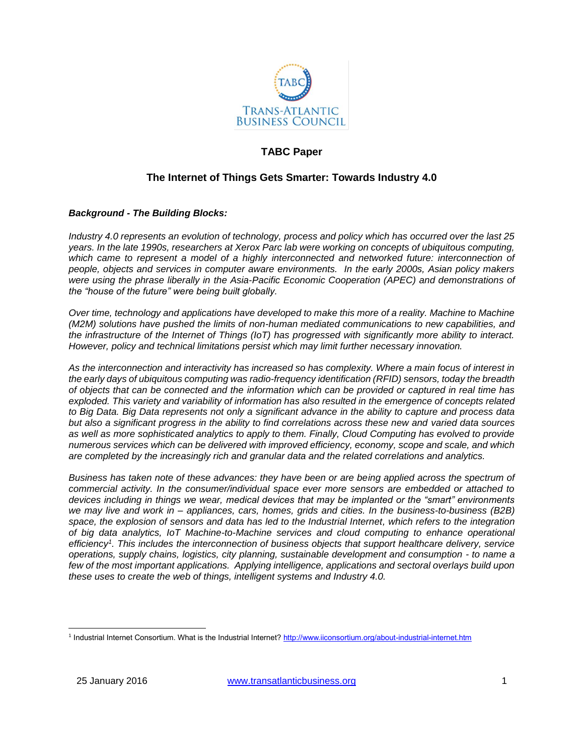TRANS-ATLANTIC BUSINESS COUNCIL

**TABC Paper**

# The Internet of Things Gets Smarter: Towards Industry 4.0

***Background - The Building Blocks:***

*Industry 4.0 represents an evolution of technology, process and policy which has occurred over the last 25 years. In the late 1990s, researchers at Xerox Parc lab were working on concepts of ubiquitous computing, which came to represent a model of a highly interconnected and networked future: interconnection of people, objects and services in computer aware environments. In the early 2000s, Asian policy makers were using the phrase liberally in the Asia-Pacific Economic Cooperation (APEC) and demonstrations of the "house of the future" were being built globally.*

*Over time, technology and applications have developed to make this more of a reality. Machine to Machine (M2M) solutions have pushed the limits of non-human mediated communications to new capabilities, and the infrastructure of the Internet of Things (IoT) has progressed with significantly more ability to interact. However, policy and technical limitations persist which may limit further necessary innovation.*

*As the interconnection and interactivity has increased so has complexity. Where a main focus of interest in the early days of ubiquitous computing was radio-frequency identification (RFID) sensors, today the breadth of objects that can be connected and the information which can be provided or captured in real time has exploded. This variety and variability of information has also resulted in the emergence of concepts related to Big Data. Big Data represents not only a significant advance in the ability to capture and process data but also a significant progress in the ability to find correlations across these new and varied data sources as well as more sophisticated analytics to apply to them. Finally, Cloud Computing has evolved to provide numerous services which can be delivered with improved efficiency, economy, scope and scale, and which are completed by the increasingly rich and granular data and the related correlations and analytics.*

*Business has taken note of these advances: they have been or are being applied across the spectrum of commercial activity. In the consumer/individual space ever more sensors are embedded or attached to devices including in things we wear, medical devices that may be implanted or the "smart" environments we may live and work in – appliances, cars, homes, grids and cities. In the business-to-business (B2B) space, the explosion of sensors and data has led to the Industrial Internet, which refers to the integration of big data analytics, IoT Machine-to-Machine services and cloud computing to enhance operational efficiency[1]. This includes the interconnection of business objects that support healthcare delivery, service operations, supply chains, logistics, city planning, sustainable development and consumption - to name a few of the most important applications. Applying intelligence, applications and sectoral overlays build upon these uses to create the web of things, intelligent systems and Industry 4.0.*

---

[1] Industrial Internet Consortium. What is the Industrial Internet? http://www.iiconsortium.org/about-industrial-internet.htm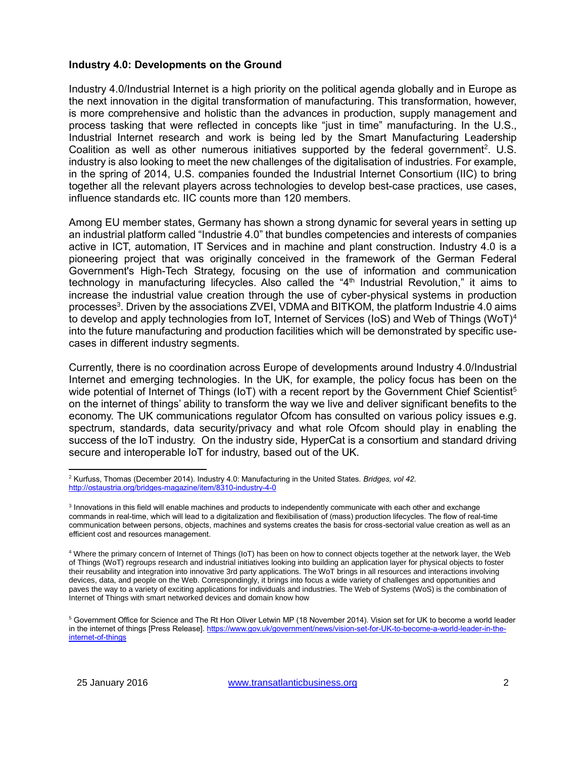**Industry 4.0: Developments on the Ground**

Industry 4.0/Industrial Internet is a high priority on the political agenda globally and in Europe as the next innovation in the digital transformation of manufacturing. This transformation, however, is more comprehensive and holistic than the advances in production, supply management and process tasking that were reflected in concepts like "just in time" manufacturing. In the U.S., Industrial Internet research and work is being led by the Smart Manufacturing Leadership Coalition as well as other numerous initiatives supported by the federal government[2]. U.S. industry is also looking to meet the new challenges of the digitalisation of industries. For example, in the spring of 2014, U.S. companies founded the Industrial Internet Consortium (IIC) to bring together all the relevant players across technologies to develop best-case practices, use cases, influence standards etc. IIC counts more than 120 members.

Among EU member states, Germany has shown a strong dynamic for several years in setting up an industrial platform called "Industrie 4.0" that bundles competencies and interests of companies active in ICT, automation, IT Services and in machine and plant construction. Industry 4.0 is a pioneering project that was originally conceived in the framework of the German Federal Government's High-Tech Strategy, focusing on the use of information and communication technology in manufacturing lifecycles. Also called the "4th Industrial Revolution," it aims to increase the industrial value creation through the use of cyber-physical systems in production processes[3]. Driven by the associations ZVEI, VDMA and BITKOM, the platform Industrie 4.0 aims to develop and apply technologies from IoT, Internet of Services (IoS) and Web of Things (WoT)[4] into the future manufacturing and production facilities which will be demonstrated by specific use-cases in different industry segments.

Currently, there is no coordination across Europe of developments around Industry 4.0/Industrial Internet and emerging technologies. In the UK, for example, the policy focus has been on the wide potential of Internet of Things (IoT) with a recent report by the Government Chief Scientist[5] on the internet of things' ability to transform the way we live and deliver significant benefits to the economy. The UK communications regulator Ofcom has consulted on various policy issues e.g. spectrum, standards, data security/privacy and what role Ofcom should play in enabling the success of the IoT industry. On the industry side, HyperCat is a consortium and standard driving secure and interoperable IoT for industry, based out of the UK.

---

[2] Kurfuss, Thomas (December 2014). Industry 4.0: Manufacturing in the United States. *Bridges, vol 42*. http://ostaustria.org/bridges-magazine/item/8310-industry-4-0

[3] Innovations in this field will enable machines and products to independently communicate with each other and exchange commands in real-time, which will lead to a digitalization and flexibilisation of (mass) production lifecycles. The flow of real-time communication between persons, objects, machines and systems creates the basis for cross-sectorial value creation as well as an efficient cost and resources management.

[4] Where the primary concern of Internet of Things (IoT) has been on how to connect objects together at the network layer, the Web of Things (WoT) regroups research and industrial initiatives looking into building an application layer for physical objects to foster their reusability and integration into innovative 3rd party applications. The WoT brings in all resources and interactions involving devices, data, and people on the Web. Correspondingly, it brings into focus a wide variety of challenges and opportunities and paves the way to a variety of exciting applications for individuals and industries. The Web of Systems (WoS) is the combination of Internet of Things with smart networked devices and domain know how

[5] Government Office for Science and The Rt Hon Oliver Letwin MP (18 November 2014). Vision set for UK to become a world leader in the internet of things [Press Release]. https://www.gov.uk/government/news/vision-set-for-UK-to-become-a-world-leader-in-the-internet-of-things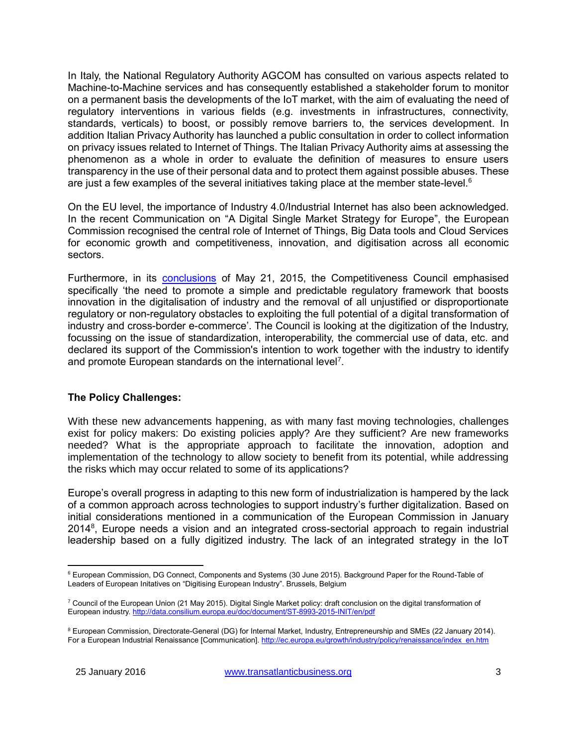In Italy, the National Regulatory Authority AGCOM has consulted on various aspects related to Machine-to-Machine services and has consequently established a stakeholder forum to monitor on a permanent basis the developments of the IoT market, with the aim of evaluating the need of regulatory interventions in various fields (e.g. investments in infrastructures, connectivity, standards, verticals) to boost, or possibly remove barriers to, the services development. In addition Italian Privacy Authority has launched a public consultation in order to collect information on privacy issues related to Internet of Things. The Italian Privacy Authority aims at assessing the phenomenon as a whole in order to evaluate the definition of measures to ensure users transparency in the use of their personal data and to protect them against possible abuses. These are just a few examples of the several initiatives taking place at the member state-level.[6]

On the EU level, the importance of Industry 4.0/Industrial Internet has also been acknowledged. In the recent Communication on "A Digital Single Market Strategy for Europe", the European Commission recognised the central role of Internet of Things, Big Data tools and Cloud Services for economic growth and competitiveness, innovation, and digitisation across all economic sectors.

Furthermore, in its [conclusions](http://data.consilium.europa.eu/doc/document/ST-8993-2015-INIT/en/pdf) of May 21, 2015, the Competitiveness Council emphasised specifically 'the need to promote a simple and predictable regulatory framework that boosts innovation in the digitalisation of industry and the removal of all unjustified or disproportionate regulatory or non-regulatory obstacles to exploiting the full potential of a digital transformation of industry and cross-border e-commerce'. The Council is looking at the digitization of the Industry, focussing on the issue of standardization, interoperability, the commercial use of data, etc. and declared its support of the Commission's intention to work together with the industry to identify and promote European standards on the international level[7].

**The Policy Challenges:**

With these new advancements happening, as with many fast moving technologies, challenges exist for policy makers: Do existing policies apply? Are they sufficient? Are new frameworks needed? What is the appropriate approach to facilitate the innovation, adoption and implementation of the technology to allow society to benefit from its potential, while addressing the risks which may occur related to some of its applications?

Europe's overall progress in adapting to this new form of industrialization is hampered by the lack of a common approach across technologies to support industry's further digitalization. Based on initial considerations mentioned in a communication of the European Commission in January 2014[8], Europe needs a vision and an integrated cross-sectorial approach to regain industrial leadership based on a fully digitized industry. The lack of an integrated strategy in the IoT

---

[6] European Commission, DG Connect, Components and Systems (30 June 2015). Background Paper for the Round-Table of Leaders of European Initatives on "Digitising European Industry". Brussels, Belgium

[7] Council of the European Union (21 May 2015). Digital Single Market policy: draft conclusion on the digital transformation of European industry. http://data.consilium.europa.eu/doc/document/ST-8993-2015-INIT/en/pdf

[8] European Commission, Directorate-General (DG) for Internal Market, Industry, Entrepreneurship and SMEs (22 January 2014). For a European Industrial Renaissance [Communication]. http://ec.europa.eu/growth/industry/policy/renaissance/index_en.htm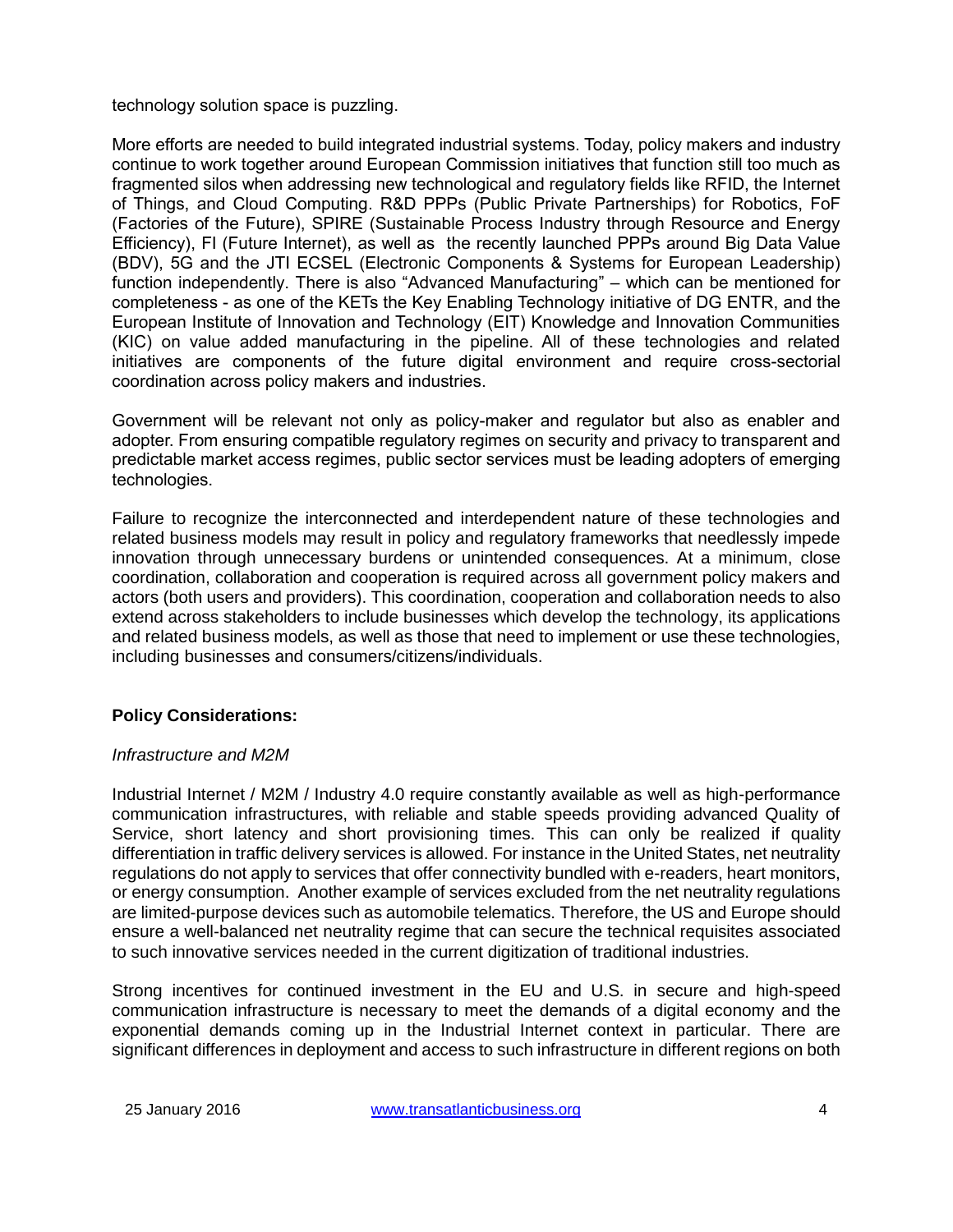technology solution space is puzzling.

More efforts are needed to build integrated industrial systems. Today, policy makers and industry continue to work together around European Commission initiatives that function still too much as fragmented silos when addressing new technological and regulatory fields like RFID, the Internet of Things, and Cloud Computing. R&D PPPs (Public Private Partnerships) for Robotics, FoF (Factories of the Future), SPIRE (Sustainable Process Industry through Resource and Energy Efficiency), FI (Future Internet), as well as the recently launched PPPs around Big Data Value (BDV), 5G and the JTI ECSEL (Electronic Components & Systems for European Leadership) function independently. There is also "Advanced Manufacturing" – which can be mentioned for completeness - as one of the KETs the Key Enabling Technology initiative of DG ENTR, and the European Institute of Innovation and Technology (EIT) Knowledge and Innovation Communities (KIC) on value added manufacturing in the pipeline. All of these technologies and related initiatives are components of the future digital environment and require cross-sectorial coordination across policy makers and industries.

Government will be relevant not only as policy-maker and regulator but also as enabler and adopter. From ensuring compatible regulatory regimes on security and privacy to transparent and predictable market access regimes, public sector services must be leading adopters of emerging technologies.

Failure to recognize the interconnected and interdependent nature of these technologies and related business models may result in policy and regulatory frameworks that needlessly impede innovation through unnecessary burdens or unintended consequences. At a minimum, close coordination, collaboration and cooperation is required across all government policy makers and actors (both users and providers). This coordination, cooperation and collaboration needs to also extend across stakeholders to include businesses which develop the technology, its applications and related business models, as well as those that need to implement or use these technologies, including businesses and consumers/citizens/individuals.

**Policy Considerations:**

*Infrastructure and M2M*

Industrial Internet / M2M / Industry 4.0 require constantly available as well as high-performance communication infrastructures, with reliable and stable speeds providing advanced Quality of Service, short latency and short provisioning times. This can only be realized if quality differentiation in traffic delivery services is allowed. For instance in the United States, net neutrality regulations do not apply to services that offer connectivity bundled with e-readers, heart monitors, or energy consumption. Another example of services excluded from the net neutrality regulations are limited-purpose devices such as automobile telematics. Therefore, the US and Europe should ensure a well-balanced net neutrality regime that can secure the technical requisites associated to such innovative services needed in the current digitization of traditional industries.

Strong incentives for continued investment in the EU and U.S. in secure and high-speed communication infrastructure is necessary to meet the demands of a digital economy and the exponential demands coming up in the Industrial Internet context in particular. There are significant differences in deployment and access to such infrastructure in different regions on both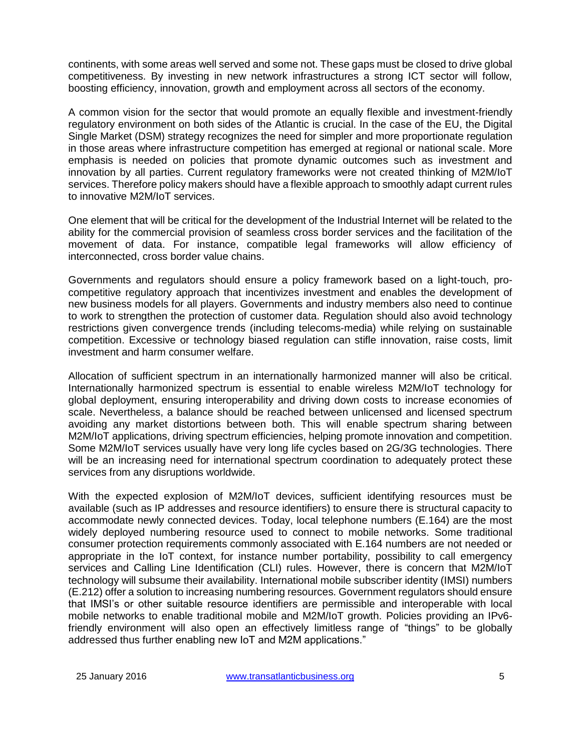continents, with some areas well served and some not. These gaps must be closed to drive global competitiveness. By investing in new network infrastructures a strong ICT sector will follow, boosting efficiency, innovation, growth and employment across all sectors of the economy.

A common vision for the sector that would promote an equally flexible and investment-friendly regulatory environment on both sides of the Atlantic is crucial. In the case of the EU, the Digital Single Market (DSM) strategy recognizes the need for simpler and more proportionate regulation in those areas where infrastructure competition has emerged at regional or national scale. More emphasis is needed on policies that promote dynamic outcomes such as investment and innovation by all parties. Current regulatory frameworks were not created thinking of M2M/IoT services. Therefore policy makers should have a flexible approach to smoothly adapt current rules to innovative M2M/IoT services.

One element that will be critical for the development of the Industrial Internet will be related to the ability for the commercial provision of seamless cross border services and the facilitation of the movement of data. For instance, compatible legal frameworks will allow efficiency of interconnected, cross border value chains.

Governments and regulators should ensure a policy framework based on a light-touch, pro-competitive regulatory approach that incentivizes investment and enables the development of new business models for all players. Governments and industry members also need to continue to work to strengthen the protection of customer data. Regulation should also avoid technology restrictions given convergence trends (including telecoms-media) while relying on sustainable competition. Excessive or technology biased regulation can stifle innovation, raise costs, limit investment and harm consumer welfare.

Allocation of sufficient spectrum in an internationally harmonized manner will also be critical. Internationally harmonized spectrum is essential to enable wireless M2M/IoT technology for global deployment, ensuring interoperability and driving down costs to increase economies of scale. Nevertheless, a balance should be reached between unlicensed and licensed spectrum avoiding any market distortions between both. This will enable spectrum sharing between M2M/IoT applications, driving spectrum efficiencies, helping promote innovation and competition. Some M2M/IoT services usually have very long life cycles based on 2G/3G technologies. There will be an increasing need for international spectrum coordination to adequately protect these services from any disruptions worldwide.

With the expected explosion of M2M/IoT devices, sufficient identifying resources must be available (such as IP addresses and resource identifiers) to ensure there is structural capacity to accommodate newly connected devices. Today, local telephone numbers (E.164) are the most widely deployed numbering resource used to connect to mobile networks. Some traditional consumer protection requirements commonly associated with E.164 numbers are not needed or appropriate in the IoT context, for instance number portability, possibility to call emergency services and Calling Line Identification (CLI) rules. However, there is concern that M2M/IoT technology will subsume their availability. International mobile subscriber identity (IMSI) numbers (E.212) offer a solution to increasing numbering resources. Government regulators should ensure that IMSI's or other suitable resource identifiers are permissible and interoperable with local mobile networks to enable traditional mobile and M2M/IoT growth. Policies providing an IPv6-friendly environment will also open an effectively limitless range of "things" to be globally addressed thus further enabling new IoT and M2M applications."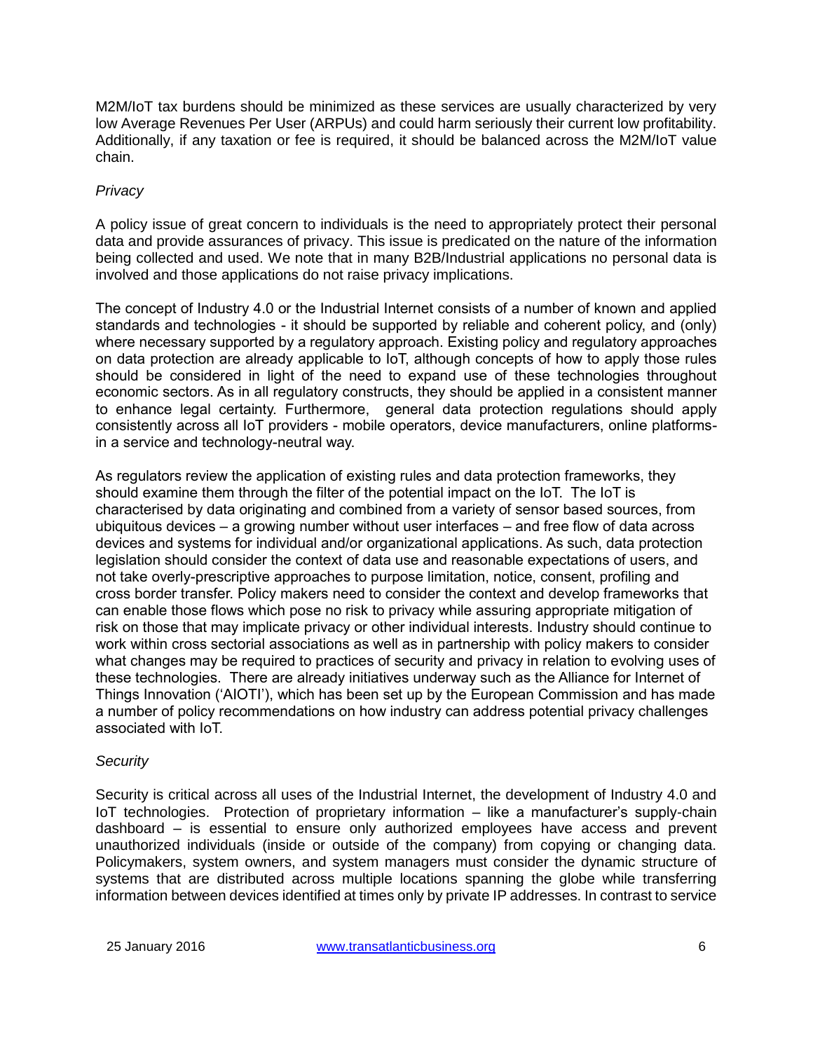M2M/IoT tax burdens should be minimized as these services are usually characterized by very low Average Revenues Per User (ARPUs) and could harm seriously their current low profitability. Additionally, if any taxation or fee is required, it should be balanced across the M2M/IoT value chain.

*Privacy*

A policy issue of great concern to individuals is the need to appropriately protect their personal data and provide assurances of privacy. This issue is predicated on the nature of the information being collected and used. We note that in many B2B/Industrial applications no personal data is involved and those applications do not raise privacy implications.

The concept of Industry 4.0 or the Industrial Internet consists of a number of known and applied standards and technologies - it should be supported by reliable and coherent policy, and (only) where necessary supported by a regulatory approach. Existing policy and regulatory approaches on data protection are already applicable to IoT, although concepts of how to apply those rules should be considered in light of the need to expand use of these technologies throughout economic sectors. As in all regulatory constructs, they should be applied in a consistent manner to enhance legal certainty. Furthermore, general data protection regulations should apply consistently across all IoT providers - mobile operators, device manufacturers, online platforms- in a service and technology-neutral way.

As regulators review the application of existing rules and data protection frameworks, they should examine them through the filter of the potential impact on the IoT. The IoT is characterised by data originating and combined from a variety of sensor based sources, from ubiquitous devices – a growing number without user interfaces – and free flow of data across devices and systems for individual and/or organizational applications. As such, data protection legislation should consider the context of data use and reasonable expectations of users, and not take overly-prescriptive approaches to purpose limitation, notice, consent, profiling and cross border transfer. Policy makers need to consider the context and develop frameworks that can enable those flows which pose no risk to privacy while assuring appropriate mitigation of risk on those that may implicate privacy or other individual interests. Industry should continue to work within cross sectorial associations as well as in partnership with policy makers to consider what changes may be required to practices of security and privacy in relation to evolving uses of these technologies. There are already initiatives underway such as the Alliance for Internet of Things Innovation ('AIOTI'), which has been set up by the European Commission and has made a number of policy recommendations on how industry can address potential privacy challenges associated with IoT.

*Security*

Security is critical across all uses of the Industrial Internet, the development of Industry 4.0 and IoT technologies. Protection of proprietary information – like a manufacturer's supply-chain dashboard – is essential to ensure only authorized employees have access and prevent unauthorized individuals (inside or outside of the company) from copying or changing data. Policymakers, system owners, and system managers must consider the dynamic structure of systems that are distributed across multiple locations spanning the globe while transferring information between devices identified at times only by private IP addresses. In contrast to service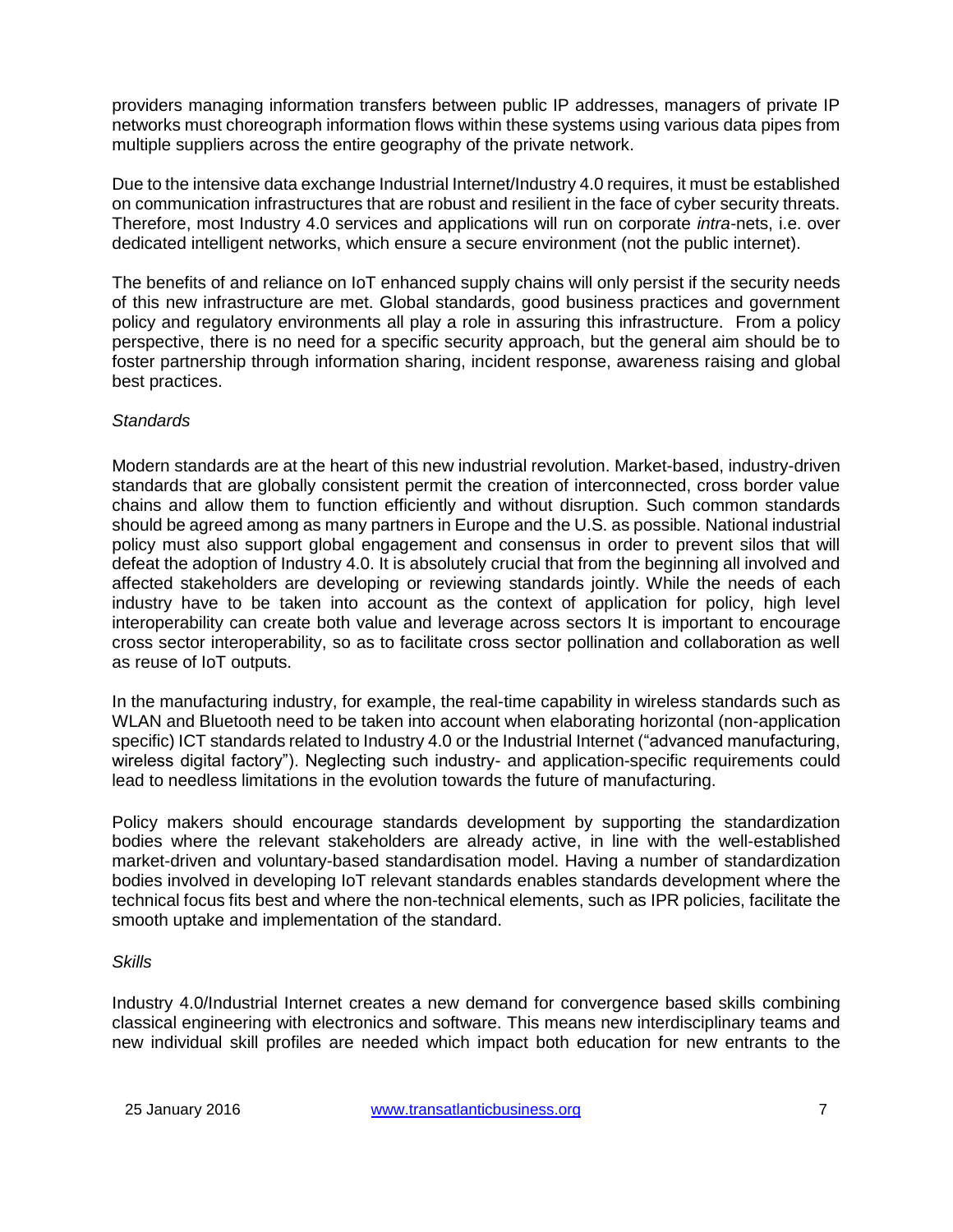providers managing information transfers between public IP addresses, managers of private IP networks must choreograph information flows within these systems using various data pipes from multiple suppliers across the entire geography of the private network.

Due to the intensive data exchange Industrial Internet/Industry 4.0 requires, it must be established on communication infrastructures that are robust and resilient in the face of cyber security threats. Therefore, most Industry 4.0 services and applications will run on corporate *intra*-nets, i.e. over dedicated intelligent networks, which ensure a secure environment (not the public internet).

The benefits of and reliance on IoT enhanced supply chains will only persist if the security needs of this new infrastructure are met. Global standards, good business practices and government policy and regulatory environments all play a role in assuring this infrastructure. From a policy perspective, there is no need for a specific security approach, but the general aim should be to foster partnership through information sharing, incident response, awareness raising and global best practices.

*Standards*

Modern standards are at the heart of this new industrial revolution. Market-based, industry-driven standards that are globally consistent permit the creation of interconnected, cross border value chains and allow them to function efficiently and without disruption. Such common standards should be agreed among as many partners in Europe and the U.S. as possible. National industrial policy must also support global engagement and consensus in order to prevent silos that will defeat the adoption of Industry 4.0. It is absolutely crucial that from the beginning all involved and affected stakeholders are developing or reviewing standards jointly. While the needs of each industry have to be taken into account as the context of application for policy, high level interoperability can create both value and leverage across sectors It is important to encourage cross sector interoperability, so as to facilitate cross sector pollination and collaboration as well as reuse of IoT outputs.

In the manufacturing industry, for example, the real-time capability in wireless standards such as WLAN and Bluetooth need to be taken into account when elaborating horizontal (non-application specific) ICT standards related to Industry 4.0 or the Industrial Internet ("advanced manufacturing, wireless digital factory"). Neglecting such industry- and application-specific requirements could lead to needless limitations in the evolution towards the future of manufacturing.

Policy makers should encourage standards development by supporting the standardization bodies where the relevant stakeholders are already active, in line with the well-established market-driven and voluntary-based standardisation model. Having a number of standardization bodies involved in developing IoT relevant standards enables standards development where the technical focus fits best and where the non-technical elements, such as IPR policies, facilitate the smooth uptake and implementation of the standard.

*Skills*

Industry 4.0/Industrial Internet creates a new demand for convergence based skills combining classical engineering with electronics and software. This means new interdisciplinary teams and new individual skill profiles are needed which impact both education for new entrants to the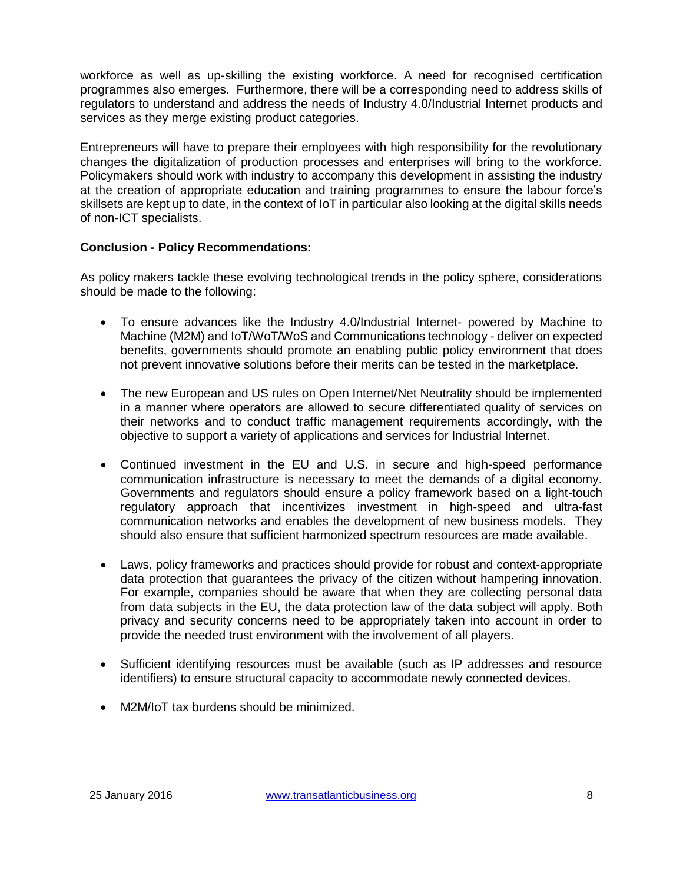workforce as well as up-skilling the existing workforce. A need for recognised certification programmes also emerges. Furthermore, there will be a corresponding need to address skills of regulators to understand and address the needs of Industry 4.0/Industrial Internet products and services as they merge existing product categories.

Entrepreneurs will have to prepare their employees with high responsibility for the revolutionary changes the digitalization of production processes and enterprises will bring to the workforce. Policymakers should work with industry to accompany this development in assisting the industry at the creation of appropriate education and training programmes to ensure the labour force's skillsets are kept up to date, in the context of IoT in particular also looking at the digital skills needs of non-ICT specialists.

**Conclusion - Policy Recommendations:**

As policy makers tackle these evolving technological trends in the policy sphere, considerations should be made to the following:

- To ensure advances like the Industry 4.0/Industrial Internet- powered by Machine to Machine (M2M) and IoT/WoT/WoS and Communications technology - deliver on expected benefits, governments should promote an enabling public policy environment that does not prevent innovative solutions before their merits can be tested in the marketplace.

- The new European and US rules on Open Internet/Net Neutrality should be implemented in a manner where operators are allowed to secure differentiated quality of services on their networks and to conduct traffic management requirements accordingly, with the objective to support a variety of applications and services for Industrial Internet.

- Continued investment in the EU and U.S. in secure and high-speed performance communication infrastructure is necessary to meet the demands of a digital economy. Governments and regulators should ensure a policy framework based on a light-touch regulatory approach that incentivizes investment in high-speed and ultra-fast communication networks and enables the development of new business models. They should also ensure that sufficient harmonized spectrum resources are made available.

- Laws, policy frameworks and practices should provide for robust and context-appropriate data protection that guarantees the privacy of the citizen without hampering innovation. For example, companies should be aware that when they are collecting personal data from data subjects in the EU, the data protection law of the data subject will apply. Both privacy and security concerns need to be appropriately taken into account in order to provide the needed trust environment with the involvement of all players.

- Sufficient identifying resources must be available (such as IP addresses and resource identifiers) to ensure structural capacity to accommodate newly connected devices.

- M2M/IoT tax burdens should be minimized.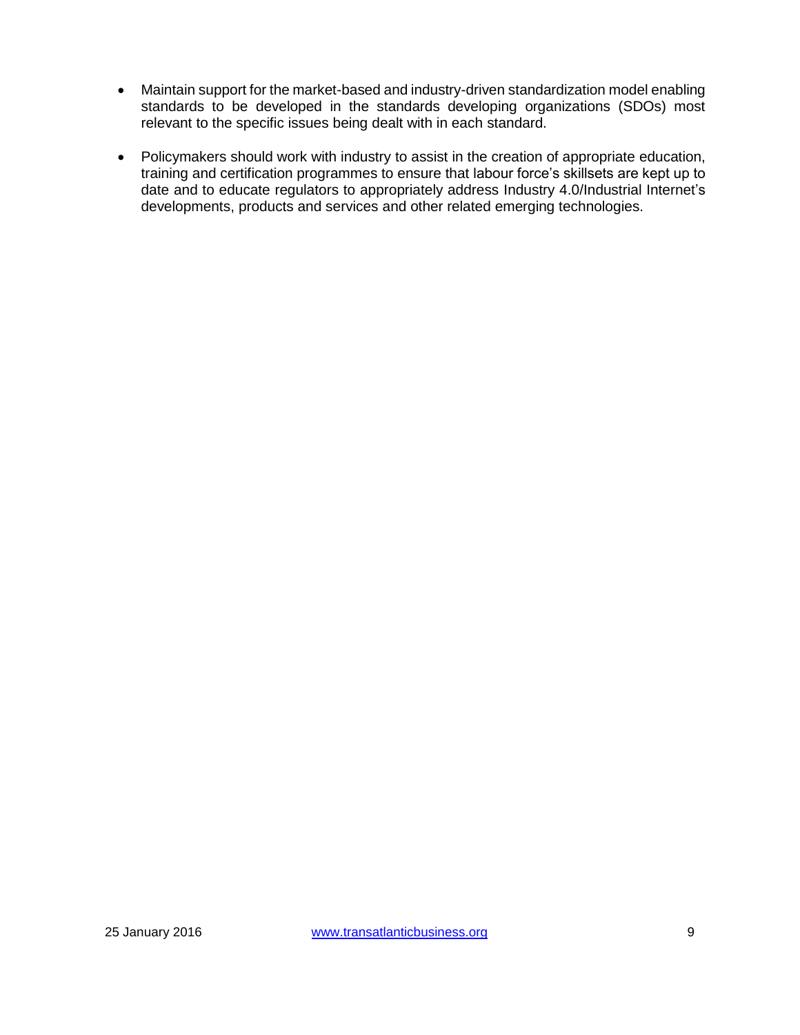- Maintain support for the market-based and industry-driven standardization model enabling standards to be developed in the standards developing organizations (SDOs) most relevant to the specific issues being dealt with in each standard.

- Policymakers should work with industry to assist in the creation of appropriate education, training and certification programmes to ensure that labour force's skillsets are kept up to date and to educate regulators to appropriately address Industry 4.0/Industrial Internet's developments, products and services and other related emerging technologies.